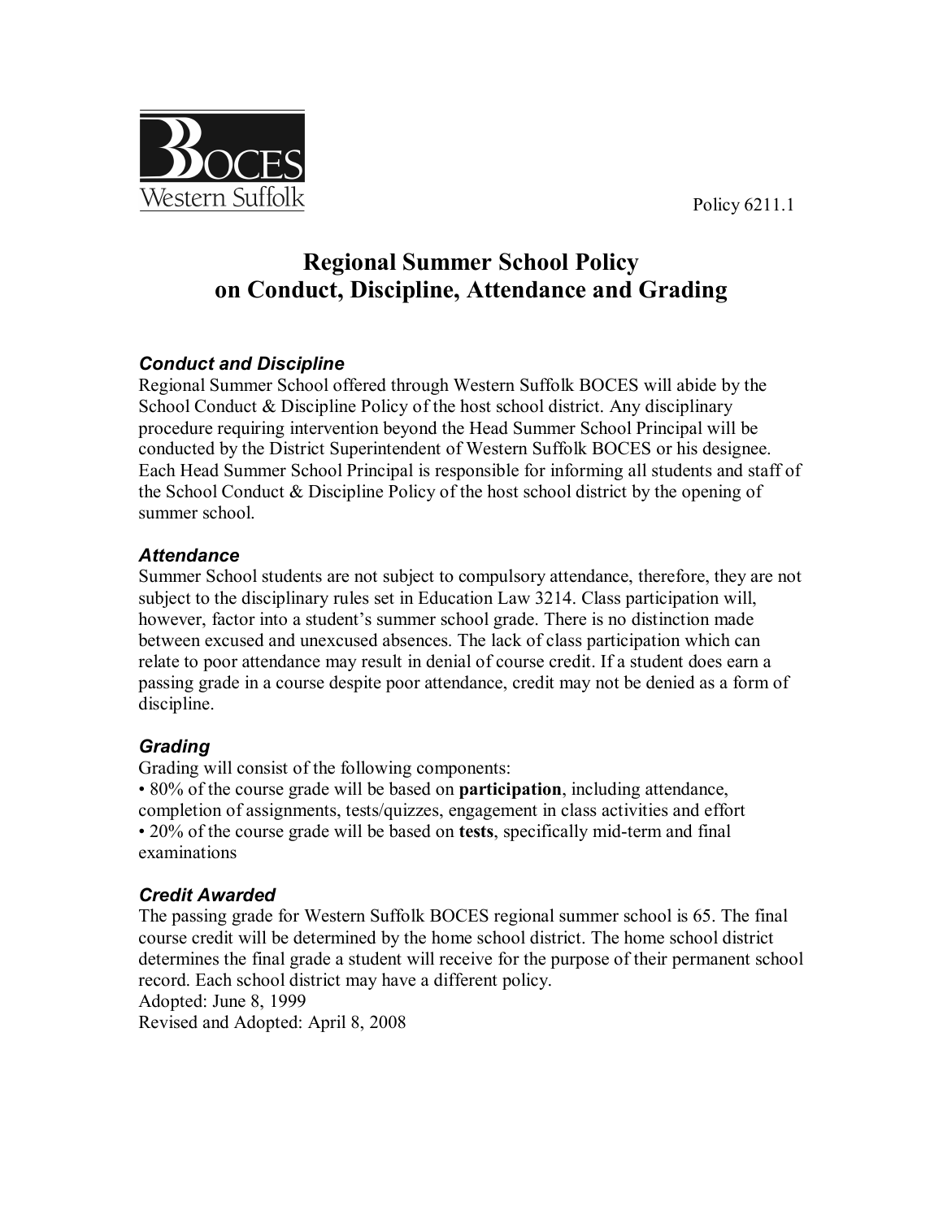BOCES Western Suffolk

Policy 6211.1

# Regional Summer School Policy on Conduct, Discipline, Attendance and Grading

### *Conduct and Discipline*

Regional Summer School offered through Western Suffolk BOCES will abide by the School Conduct & Discipline Policy of the host school district. Any disciplinary procedure requiring intervention beyond the Head Summer School Principal will be conducted by the District Superintendent of Western Suffolk BOCES or his designee. Each Head Summer School Principal is responsible for informing all students and staff of the School Conduct & Discipline Policy of the host school district by the opening of summer school.

### *Attendance*

Summer School students are not subject to compulsory attendance, therefore, they are not subject to the disciplinary rules set in Education Law 3214. Class participation will, however, factor into a student's summer school grade. There is no distinction made between excused and unexcused absences. The lack of class participation which can relate to poor attendance may result in denial of course credit. If a student does earn a passing grade in a course despite poor attendance, credit may not be denied as a form of discipline.

### *Grading*

Grading will consist of the following components:

- 80% of the course grade will be based on **participation**, including attendance, completion of assignments, tests/quizzes, engagement in class activities and effort
- 20% of the course grade will be based on **tests**, specifically mid-term and final examinations

### *Credit Awarded*

The passing grade for Western Suffolk BOCES regional summer school is 65. The final course credit will be determined by the home school district. The home school district determines the final grade a student will receive for the purpose of their permanent school record. Each school district may have a different policy.

Adopted: June 8, 1999

Revised and Adopted: April 8, 2008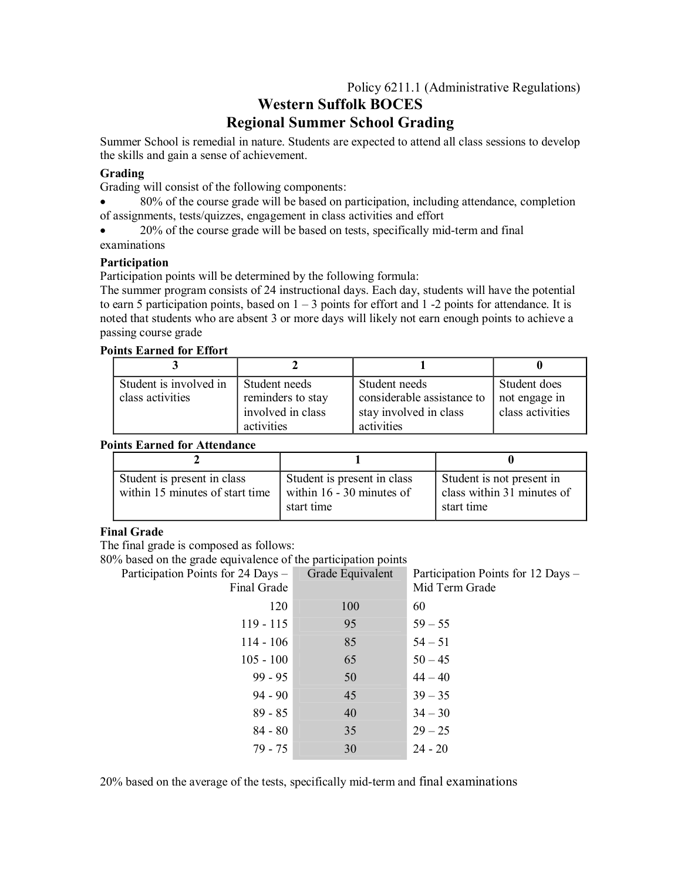Policy 6211.1 (Administrative Regulations)

# Western Suffolk BOCES
## Regional Summer School Grading

Summer School is remedial in nature. Students are expected to attend all class sessions to develop the skills and gain a sense of achievement.

**Grading**

Grading will consist of the following components:

- 80% of the course grade will be based on participation, including attendance, completion of assignments, tests/quizzes, engagement in class activities and effort
- 20% of the course grade will be based on tests, specifically mid-term and final examinations

**Participation**

Participation points will be determined by the following formula:

The summer program consists of 24 instructional days. Each day, students will have the potential to earn 5 participation points, based on 1 – 3 points for effort and 1 -2 points for attendance. It is noted that students who are absent 3 or more days will likely not earn enough points to achieve a passing course grade

**Points Earned for Effort**

| 3 | 2 | 1 | 0 |
|---|---|---|---|
| Student is involved in class activities | Student needs reminders to stay involved in class activities | Student needs considerable assistance to stay involved in class activities | Student does not engage in class activities |

**Points Earned for Attendance**

| 2 | 1 | 0 |
|---|---|---|
| Student is present in class within 15 minutes of start time | Student is present in class within 16 - 30 minutes of start time | Student is not present in class within 31 minutes of start time |

**Final Grade**

The final grade is composed as follows:

80% based on the grade equivalence of the participation points

| Participation Points for 24 Days – Final Grade | Grade Equivalent | Participation Points for 12 Days – Mid Term Grade |
|---|---|---|
| 120 | 100 | 60 |
| 119 - 115 | 95 | 59 – 55 |
| 114 - 106 | 85 | 54 – 51 |
| 105 - 100 | 65 | 50 – 45 |
| 99 - 95 | 50 | 44 – 40 |
| 94 - 90 | 45 | 39 – 35 |
| 89 - 85 | 40 | 34 – 30 |
| 84 - 80 | 35 | 29 – 25 |
| 79 - 75 | 30 | 24 - 20 |

20% based on the average of the tests, specifically mid-term and final examinations